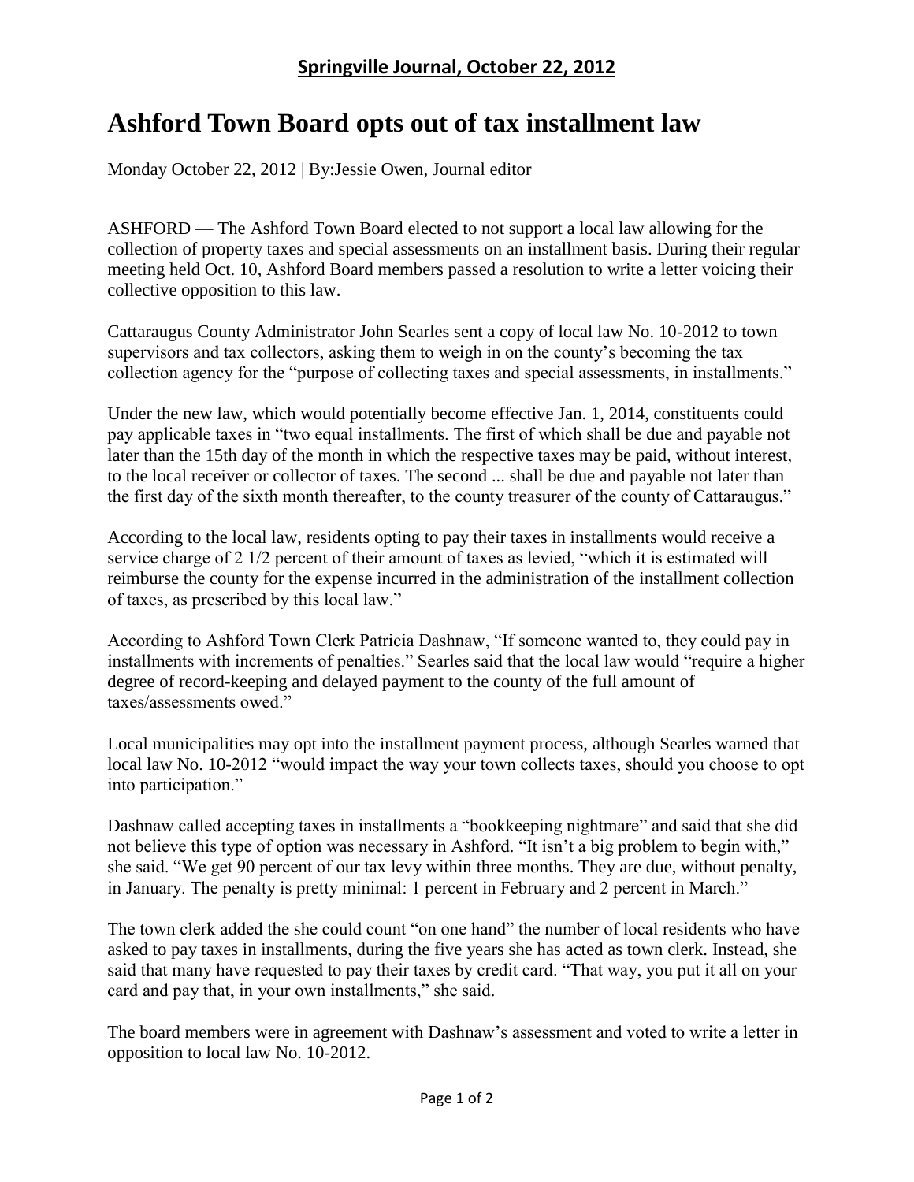## **Springville Journal, October 22, 2012**

# Ashford Town Board opts out of tax installment law

Monday October 22, 2012 | By:Jessie Owen, Journal editor

ASHFORD — The Ashford Town Board elected to not support a local law allowing for the collection of property taxes and special assessments on an installment basis. During their regular meeting held Oct. 10, Ashford Board members passed a resolution to write a letter voicing their collective opposition to this law.

Cattaraugus County Administrator John Searles sent a copy of local law No. 10-2012 to town supervisors and tax collectors, asking them to weigh in on the county's becoming the tax collection agency for the "purpose of collecting taxes and special assessments, in installments."

Under the new law, which would potentially become effective Jan. 1, 2014, constituents could pay applicable taxes in "two equal installments. The first of which shall be due and payable not later than the 15th day of the month in which the respective taxes may be paid, without interest, to the local receiver or collector of taxes. The second ... shall be due and payable not later than the first day of the sixth month thereafter, to the county treasurer of the county of Cattaraugus."

According to the local law, residents opting to pay their taxes in installments would receive a service charge of 2 1/2 percent of their amount of taxes as levied, "which it is estimated will reimburse the county for the expense incurred in the administration of the installment collection of taxes, as prescribed by this local law."

According to Ashford Town Clerk Patricia Dashnaw, "If someone wanted to, they could pay in installments with increments of penalties." Searles said that the local law would "require a higher degree of record-keeping and delayed payment to the county of the full amount of taxes/assessments owed."

Local municipalities may opt into the installment payment process, although Searles warned that local law No. 10-2012 "would impact the way your town collects taxes, should you choose to opt into participation."

Dashnaw called accepting taxes in installments a "bookkeeping nightmare" and said that she did not believe this type of option was necessary in Ashford. "It isn't a big problem to begin with," she said. "We get 90 percent of our tax levy within three months. They are due, without penalty, in January. The penalty is pretty minimal: 1 percent in February and 2 percent in March."

The town clerk added the she could count "on one hand" the number of local residents who have asked to pay taxes in installments, during the five years she has acted as town clerk. Instead, she said that many have requested to pay their taxes by credit card. "That way, you put it all on your card and pay that, in your own installments," she said.

The board members were in agreement with Dashnaw's assessment and voted to write a letter in opposition to local law No. 10-2012.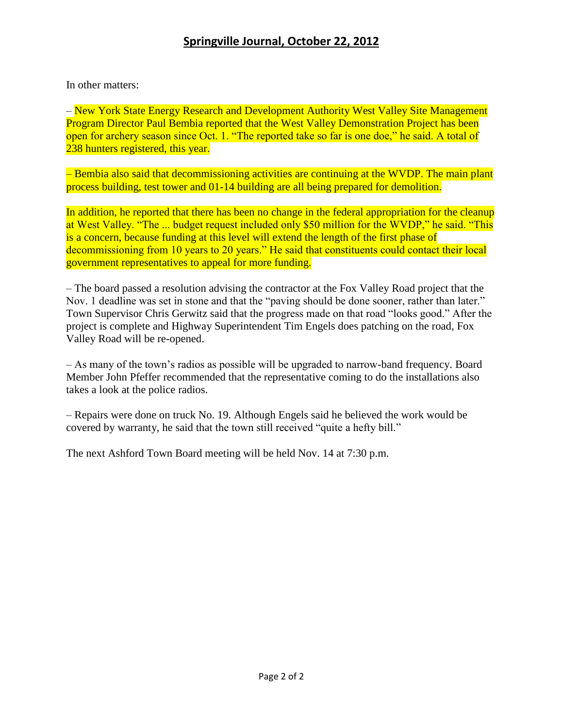## Springville Journal, October 22, 2012

In other matters:

– New York State Energy Research and Development Authority West Valley Site Management Program Director Paul Bembia reported that the West Valley Demonstration Project has been open for archery season since Oct. 1. "The reported take so far is one doe," he said. A total of 238 hunters registered, this year.

– Bembia also said that decommissioning activities are continuing at the WVDP. The main plant process building, test tower and 01-14 building are all being prepared for demolition.

In addition, he reported that there has been no change in the federal appropriation for the cleanup at West Valley. "The ... budget request included only $50 million for the WVDP," he said. "This is a concern, because funding at this level will extend the length of the first phase of decommissioning from 10 years to 20 years." He said that constituents could contact their local government representatives to appeal for more funding.

– The board passed a resolution advising the contractor at the Fox Valley Road project that the Nov. 1 deadline was set in stone and that the "paving should be done sooner, rather than later." Town Supervisor Chris Gerwitz said that the progress made on that road "looks good." After the project is complete and Highway Superintendent Tim Engels does patching on the road, Fox Valley Road will be re-opened.

– As many of the town's radios as possible will be upgraded to narrow-band frequency. Board Member John Pfeffer recommended that the representative coming to do the installations also takes a look at the police radios.

– Repairs were done on truck No. 19. Although Engels said he believed the work would be covered by warranty, he said that the town still received "quite a hefty bill."

The next Ashford Town Board meeting will be held Nov. 14 at 7:30 p.m.